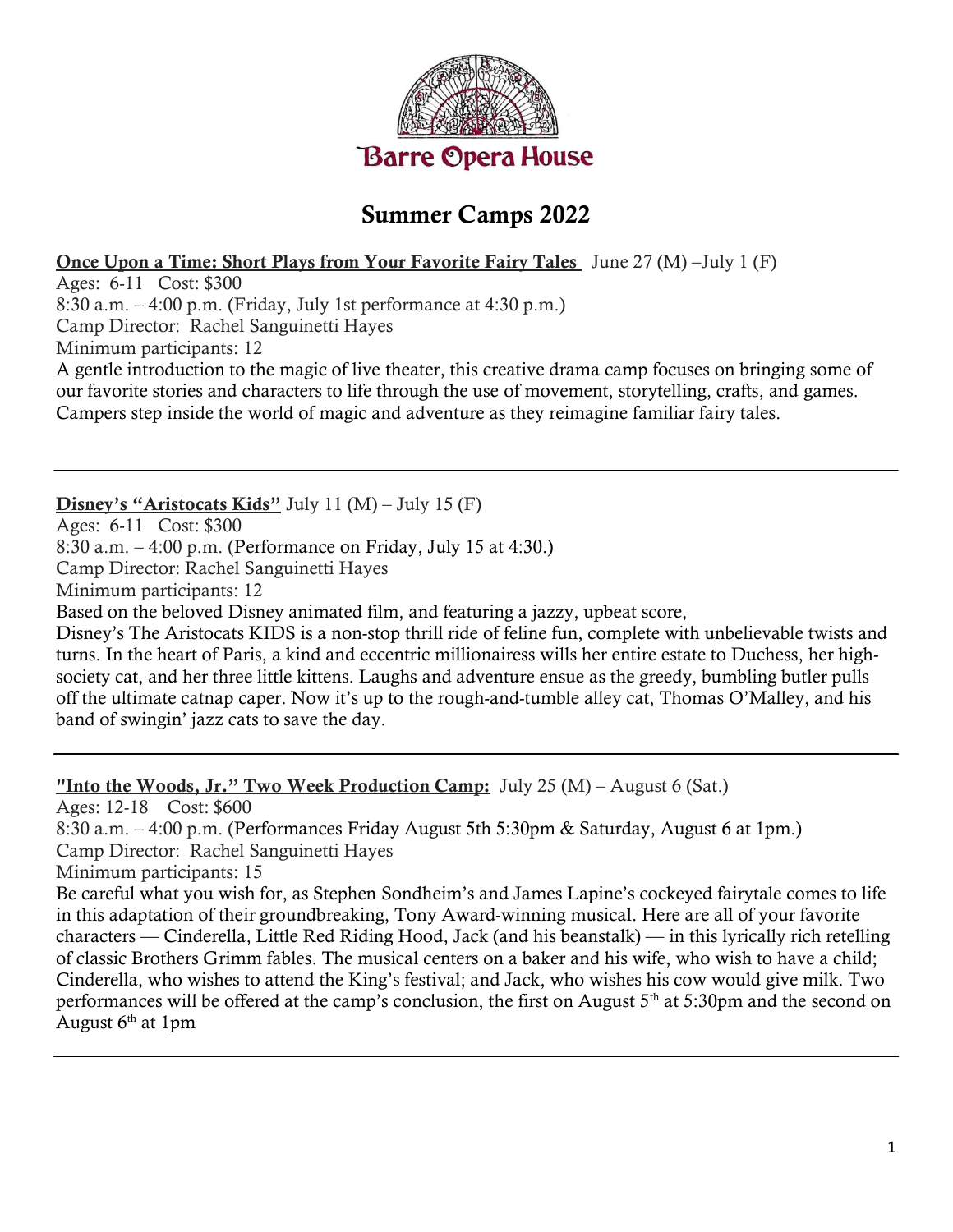Barre Opera House

# Summer Camps 2022

**Once Upon a Time: Short Plays from Your Favorite Fairy Tales** June 27 (M) –July 1 (F)
Ages: 6-11 Cost: $300
8:30 a.m. – 4:00 p.m. (Friday, July 1st performance at 4:30 p.m.)
Camp Director: Rachel Sanguinetti Hayes
Minimum participants: 12
A gentle introduction to the magic of live theater, this creative drama camp focuses on bringing some of our favorite stories and characters to life through the use of movement, storytelling, crafts, and games. Campers step inside the world of magic and adventure as they reimagine familiar fairy tales.

---

**Disney's "Aristocats Kids"** July 11 (M) – July 15 (F)
Ages: 6-11 Cost: $300
8:30 a.m. – 4:00 p.m. (Performance on Friday, July 15 at 4:30.)
Camp Director: Rachel Sanguinetti Hayes
Minimum participants: 12
Based on the beloved Disney animated film, and featuring a jazzy, upbeat score,
Disney's The Aristocats KIDS is a non-stop thrill ride of feline fun, complete with unbelievable twists and turns. In the heart of Paris, a kind and eccentric millionairess wills her entire estate to Duchess, her high-society cat, and her three little kittens. Laughs and adventure ensue as the greedy, bumbling butler pulls off the ultimate catnap caper. Now it's up to the rough-and-tumble alley cat, Thomas O'Malley, and his band of swingin' jazz cats to save the day.

---

**"Into the Woods, Jr." Two Week Production Camp:** July 25 (M) – August 6 (Sat.)
Ages: 12-18 Cost: $600
8:30 a.m. – 4:00 p.m. (Performances Friday August 5th 5:30pm & Saturday, August 6 at 1pm.)
Camp Director: Rachel Sanguinetti Hayes
Minimum participants: 15
Be careful what you wish for, as Stephen Sondheim's and James Lapine's cockeyed fairytale comes to life in this adaptation of their groundbreaking, Tony Award-winning musical. Here are all of your favorite characters — Cinderella, Little Red Riding Hood, Jack (and his beanstalk) — in this lyrically rich retelling of classic Brothers Grimm fables. The musical centers on a baker and his wife, who wish to have a child; Cinderella, who wishes to attend the King's festival; and Jack, who wishes his cow would give milk. Two performances will be offered at the camp's conclusion, the first on August 5th at 5:30pm and the second on August 6th at 1pm

---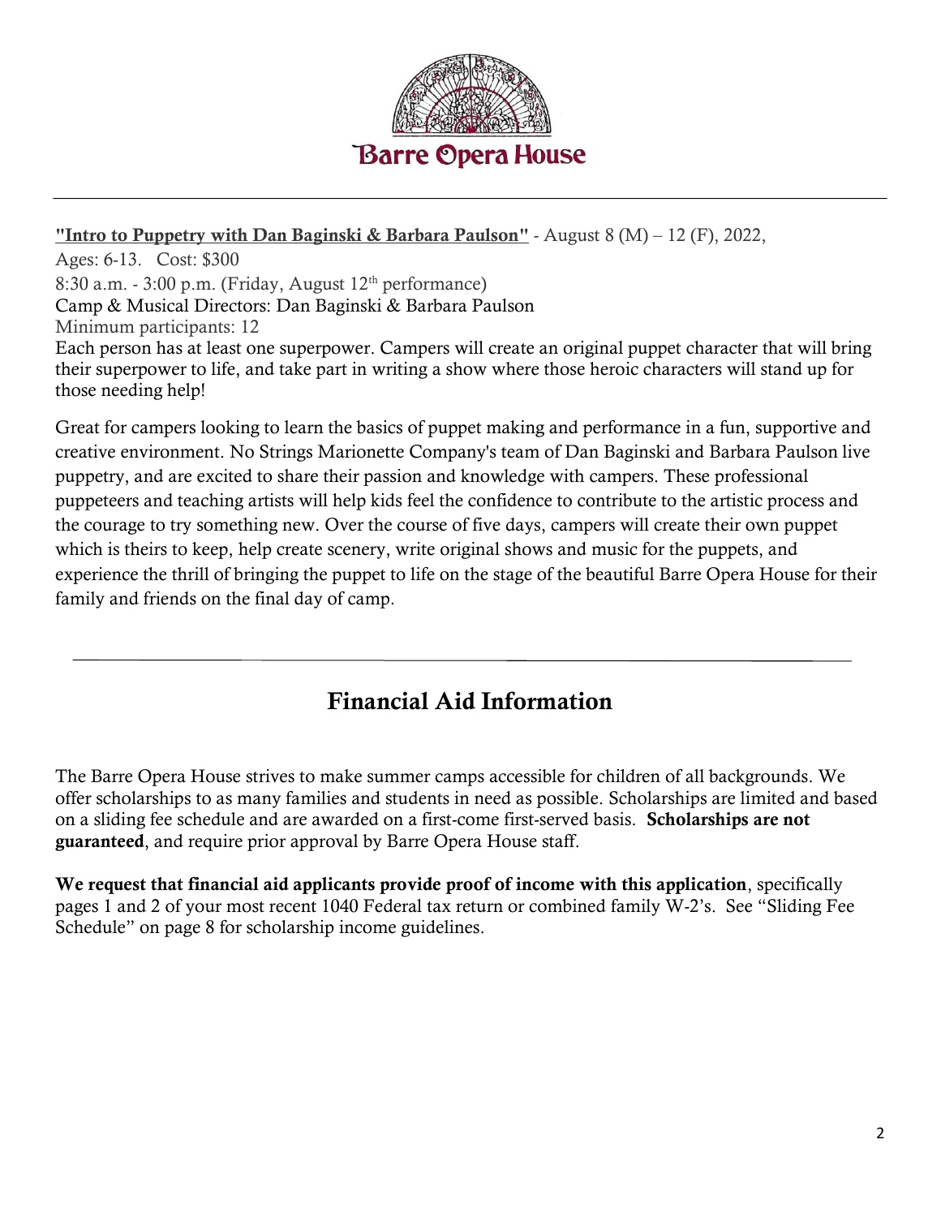# Barre Opera House

---

**"Intro to Puppetry with Dan Baginski & Barbara Paulson"** - August 8 (M) – 12 (F), 2022,
Ages: 6-13. Cost: $300
8:30 a.m. - 3:00 p.m. (Friday, August 12th performance)
Camp & Musical Directors: Dan Baginski & Barbara Paulson
Minimum participants: 12
Each person has at least one superpower. Campers will create an original puppet character that will bring their superpower to life, and take part in writing a show where those heroic characters will stand up for those needing help!

Great for campers looking to learn the basics of puppet making and performance in a fun, supportive and creative environment. No Strings Marionette Company's team of Dan Baginski and Barbara Paulson live puppetry, and are excited to share their passion and knowledge with campers. These professional puppeteers and teaching artists will help kids feel the confidence to contribute to the artistic process and the courage to try something new. Over the course of five days, campers will create their own puppet which is theirs to keep, help create scenery, write original shows and music for the puppets, and experience the thrill of bringing the puppet to life on the stage of the beautiful Barre Opera House for their family and friends on the final day of camp.

---

## Financial Aid Information

The Barre Opera House strives to make summer camps accessible for children of all backgrounds. We offer scholarships to as many families and students in need as possible. Scholarships are limited and based on a sliding fee schedule and are awarded on a first-come first-served basis. **Scholarships are not guaranteed**, and require prior approval by Barre Opera House staff.

**We request that financial aid applicants provide proof of income with this application**, specifically pages 1 and 2 of your most recent 1040 Federal tax return or combined family W-2's. See "Sliding Fee Schedule" on page 8 for scholarship income guidelines.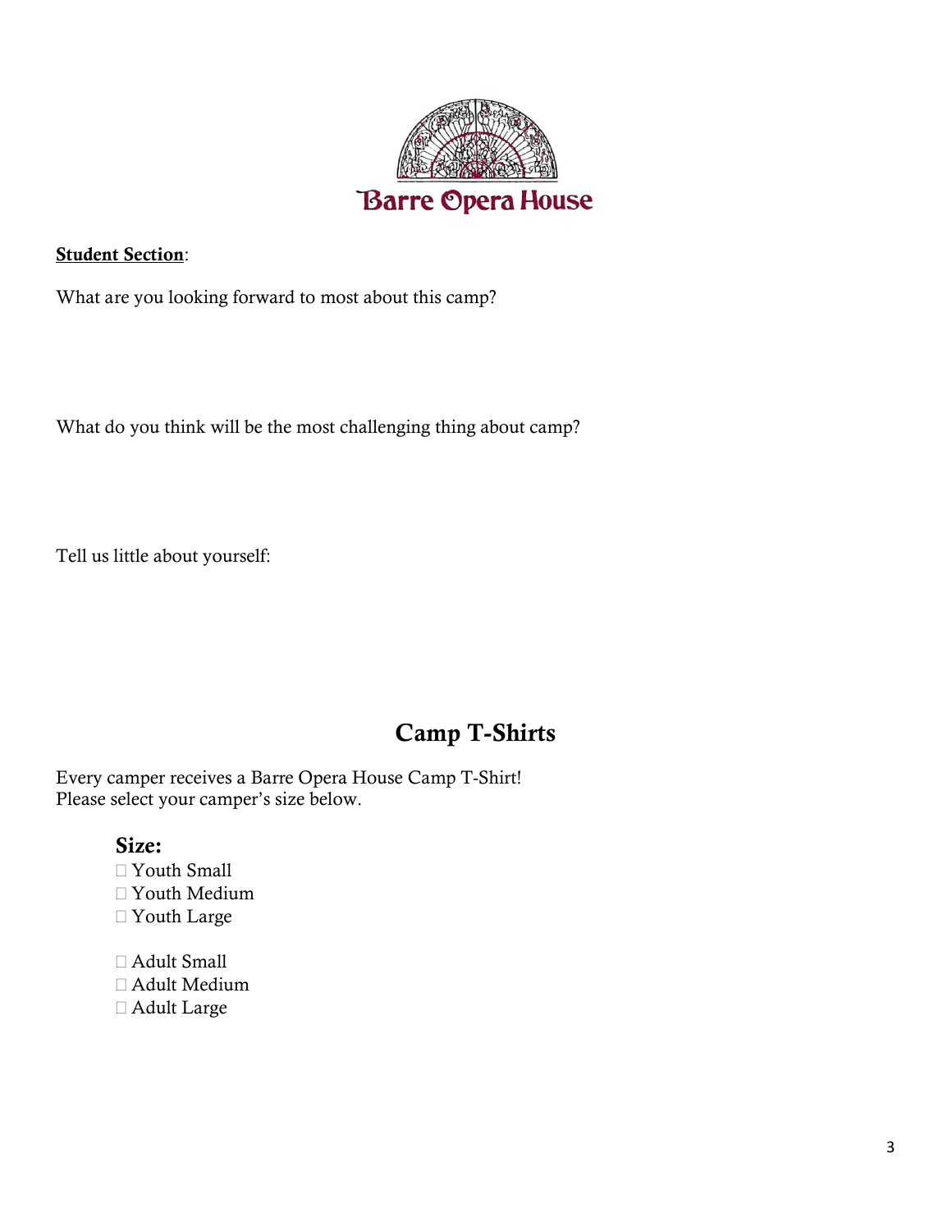Barre Opera House

**<u>Student Section</u>**:

What are you looking forward to most about this camp?

What do you think will be the most challenging thing about camp?

Tell us little about yourself:

## Camp T-Shirts

Every camper receives a Barre Opera House Camp T-Shirt!
Please select your camper's size below.

### Size:

- ☐ Youth Small
- ☐ Youth Medium
- ☐ Youth Large

- ☐ Adult Small
- ☐ Adult Medium
- ☐ Adult Large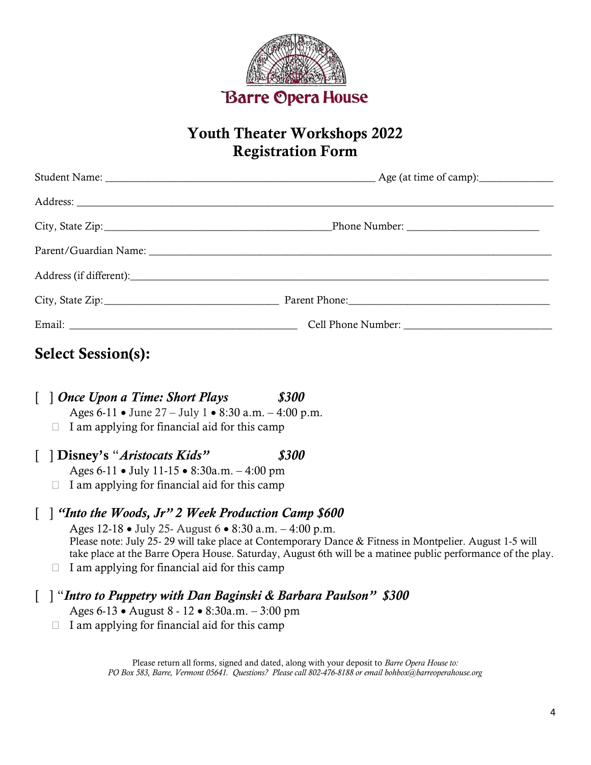Barre Opera House

# Youth Theater Workshops 2022
# Registration Form

Student Name: _______________________________________________ Age (at time of camp):_____________

Address: ______________________________________________________________________________________

City, State Zip:_________________________________________Phone Number: _______________________

Parent/Guardian Name: _________________________________________________________________________

Address (if different):_________________________________________________________________________

City, State Zip:______________________________ Parent Phone:___________________________________

Email: _________________________________________ Cell Phone Number: __________________________

## Select Session(s):

[ ] ***Once Upon a Time: Short Plays*** ***$300***
Ages 6-11 • June 27 – July 1 • 8:30 a.m. – 4:00 p.m.
☐ I am applying for financial aid for this camp

[ ] **Disney's "*Aristocats Kids*"** ***$300***
Ages 6-11 • July 11-15 • 8:30a.m. – 4:00 pm
☐ I am applying for financial aid for this camp

[ ] ***"Into the Woods, Jr" 2 Week Production Camp $600***
Ages 12-18 • July 25- August 6 • 8:30 a.m. – 4:00 p.m.
Please note: July 25- 29 will take place at Contemporary Dance & Fitness in Montpelier. August 1-5 will take place at the Barre Opera House. Saturday, August 6th will be a matinee public performance of the play.
☐ I am applying for financial aid for this camp

[ ] "***Intro to Puppetry with Dan Baginski & Barbara Paulson"*** ***$300***
Ages 6-13 • August 8 - 12 • 8:30a.m. – 3:00 pm
☐ I am applying for financial aid for this camp

Please return all forms, signed and dated, along with your deposit to *Barre Opera House to: PO Box 583, Barre, Vermont 05641. Questions? Please call 802-476-8188 or email bohbox@barreoperahouse.org*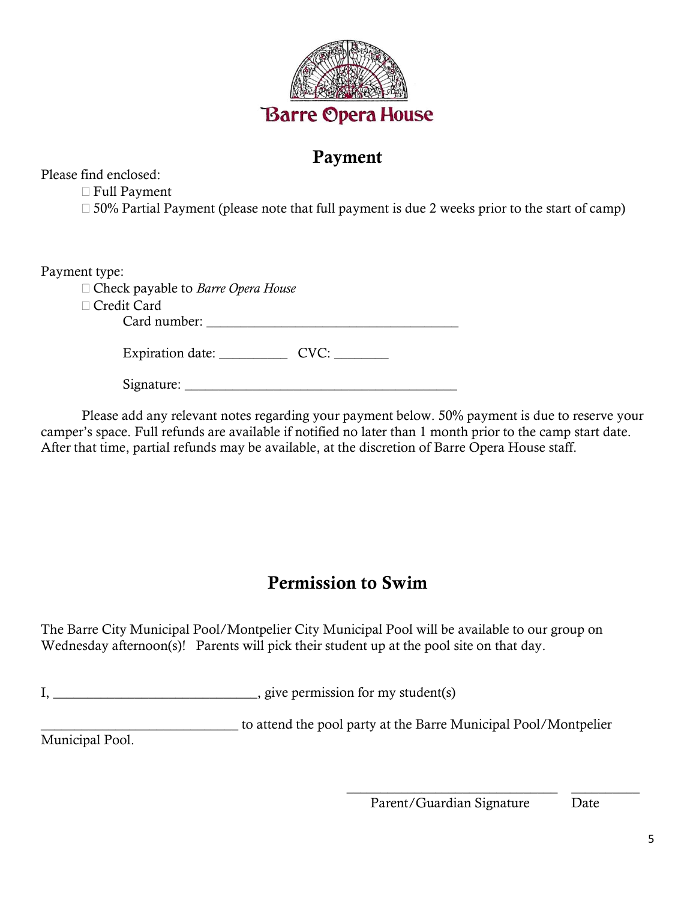Barre Opera House

## Payment

Please find enclosed:

- ☐ Full Payment
- ☐ 50% Partial Payment (please note that full payment is due 2 weeks prior to the start of camp)

Payment type:

- ☐ Check payable to *Barre Opera House*
- ☐ Credit Card

  Card number: ____________________________________

  Expiration date: __________ CVC: ________

  Signature: ________________________________________

Please add any relevant notes regarding your payment below. 50% payment is due to reserve your camper's space. Full refunds are available if notified no later than 1 month prior to the camp start date. After that time, partial refunds may be available, at the discretion of Barre Opera House staff.

## Permission to Swim

The Barre City Municipal Pool/Montpelier City Municipal Pool will be available to our group on Wednesday afternoon(s)! Parents will pick their student up at the pool site on that day.

I, ______________________________, give permission for my student(s)

______________________________ to attend the pool party at the Barre Municipal Pool/Montpelier Municipal Pool.

________________________________ __________

Parent/Guardian Signature Date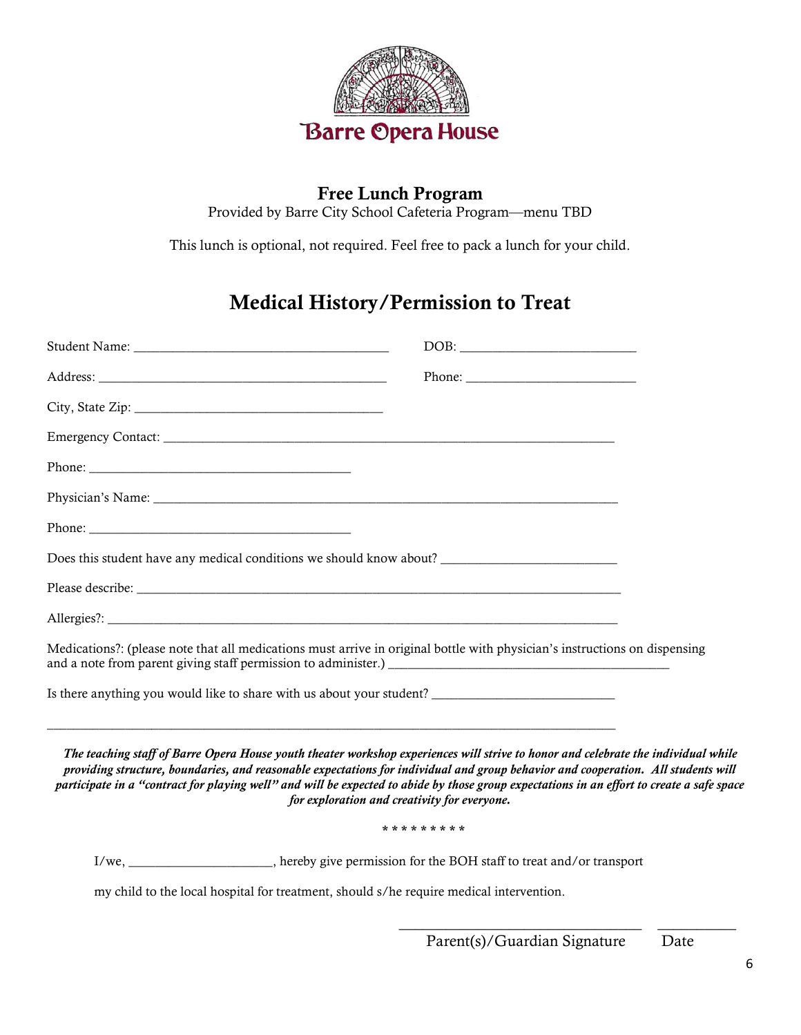Barre Opera House

## Free Lunch Program

Provided by Barre City School Cafeteria Program—menu TBD

This lunch is optional, not required. Feel free to pack a lunch for your child.

# Medical History/Permission to Treat

Student Name: ______________________________________ DOB: __________________________

Address: ___________________________________________ Phone: _________________________

City, State Zip: _____________________________________

Emergency Contact: _________________________________________________________________

Phone: _______________________________________

Physician's Name: ___________________________________________________________________

Phone: _______________________________________

Does this student have any medical conditions we should know about? __________________________

Please describe: _______________________________________________________________________

Allergies?: ___________________________________________________________________________

Medications?: (please note that all medications must arrive in original bottle with physician's instructions on dispensing and a note from parent giving staff permission to administer.) ___________________________________________

Is there anything you would like to share with us about your student? ___________________________

_______________________________________________________________________________________

***The teaching staff of Barre Opera House youth theater workshop experiences will strive to honor and celebrate the individual while providing structure, boundaries, and reasonable expectations for individual and group behavior and cooperation. All students will participate in a "contract for playing well" and will be expected to abide by those group expectations in an effort to create a safe space for exploration and creativity for everyone.***

\* \* \* \* \* \* \* \* \*

I/we, _____________________, hereby give permission for the BOH staff to treat and/or transport my child to the local hospital for treatment, should s/he require medical intervention.

_________________________________ __________

Parent(s)/Guardian Signature Date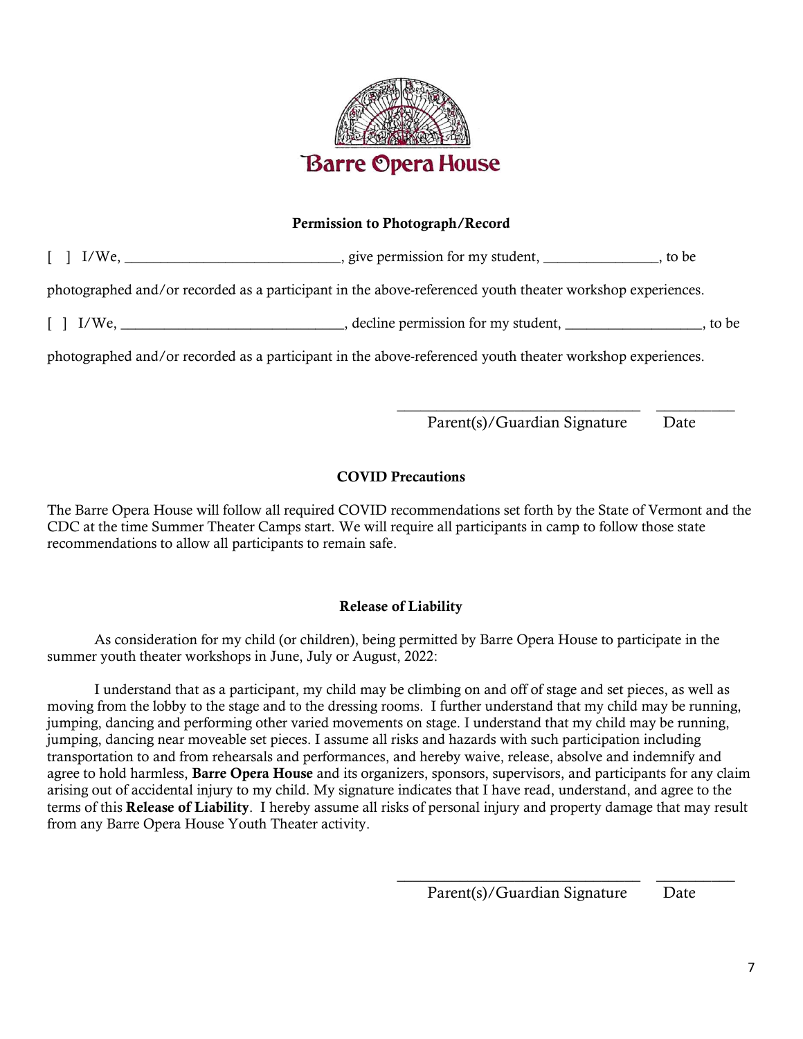Barre Opera House

**Permission to Photograph/Record**

[ ] I/We, ______________________________, give permission for my student, ________________, to be photographed and/or recorded as a participant in the above-referenced youth theater workshop experiences.

[ ] I/We, _______________________________, decline permission for my student, ___________________, to be photographed and/or recorded as a participant in the above-referenced youth theater workshop experiences.

________________________________ __________
Parent(s)/Guardian Signature Date

**COVID Precautions**

The Barre Opera House will follow all required COVID recommendations set forth by the State of Vermont and the CDC at the time Summer Theater Camps start. We will require all participants in camp to follow those state recommendations to allow all participants to remain safe.

**Release of Liability**

As consideration for my child (or children), being permitted by Barre Opera House to participate in the summer youth theater workshops in June, July or August, 2022:

I understand that as a participant, my child may be climbing on and off of stage and set pieces, as well as moving from the lobby to the stage and to the dressing rooms. I further understand that my child may be running, jumping, dancing and performing other varied movements on stage. I understand that my child may be running, jumping, dancing near moveable set pieces. I assume all risks and hazards with such participation including transportation to and from rehearsals and performances, and hereby waive, release, absolve and indemnify and agree to hold harmless, **Barre Opera House** and its organizers, sponsors, supervisors, and participants for any claim arising out of accidental injury to my child. My signature indicates that I have read, understand, and agree to the terms of this **Release of Liability**. I hereby assume all risks of personal injury and property damage that may result from any Barre Opera House Youth Theater activity.

________________________________ __________
Parent(s)/Guardian Signature Date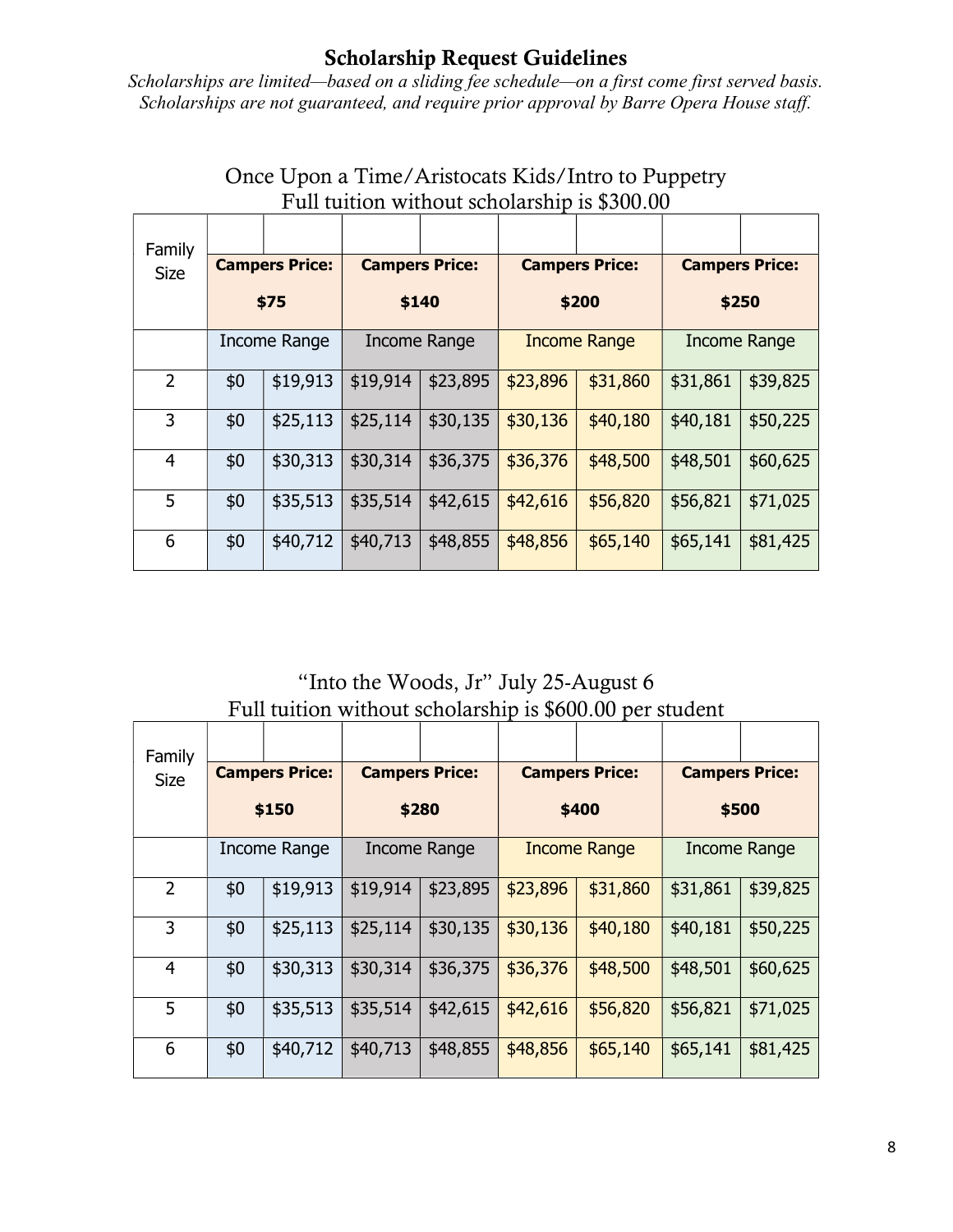## Scholarship Request Guidelines

*Scholarships are limited—based on a sliding fee schedule—on a first come first served basis. Scholarships are not guaranteed, and require prior approval by Barre Opera House staff.*

### Once Upon a Time/Aristocats Kids/Intro to Puppetry
### Full tuition without scholarship is $300.00

| Family Size | Campers Price: $75 | | Campers Price: $140 | | Campers Price: $200 | | Campers Price: $250 | |
|---|---|---|---|---|---|---|---|---|
| | Income Range | | Income Range | | Income Range | | Income Range | |
| 2 | $0 | $19,913 | $19,914 | $23,895 | $23,896 | $31,860 | $31,861 | $39,825 |
| 3 | $0 | $25,113 | $25,114 | $30,135 | $30,136 | $40,180 | $40,181 | $50,225 |
| 4 | $0 | $30,313 | $30,314 | $36,375 | $36,376 | $48,500 | $48,501 | $60,625 |
| 5 | $0 | $35,513 | $35,514 | $42,615 | $42,616 | $56,820 | $56,821 | $71,025 |
| 6 | $0 | $40,712 | $40,713 | $48,855 | $48,856 | $65,140 | $65,141 | $81,425 |

### "Into the Woods, Jr" July 25-August 6
### Full tuition without scholarship is $600.00 per student

| Family Size | Campers Price: $150 | | Campers Price: $280 | | Campers Price: $400 | | Campers Price: $500 | |
|---|---|---|---|---|---|---|---|---|
| | Income Range | | Income Range | | Income Range | | Income Range | |
| 2 | $0 | $19,913 | $19,914 | $23,895 | $23,896 | $31,860 | $31,861 | $39,825 |
| 3 | $0 | $25,113 | $25,114 | $30,135 | $30,136 | $40,180 | $40,181 | $50,225 |
| 4 | $0 | $30,313 | $30,314 | $36,375 | $36,376 | $48,500 | $48,501 | $60,625 |
| 5 | $0 | $35,513 | $35,514 | $42,615 | $42,616 | $56,820 | $56,821 | $71,025 |
| 6 | $0 | $40,712 | $40,713 | $48,855 | $48,856 | $65,140 | $65,141 | $81,425 |